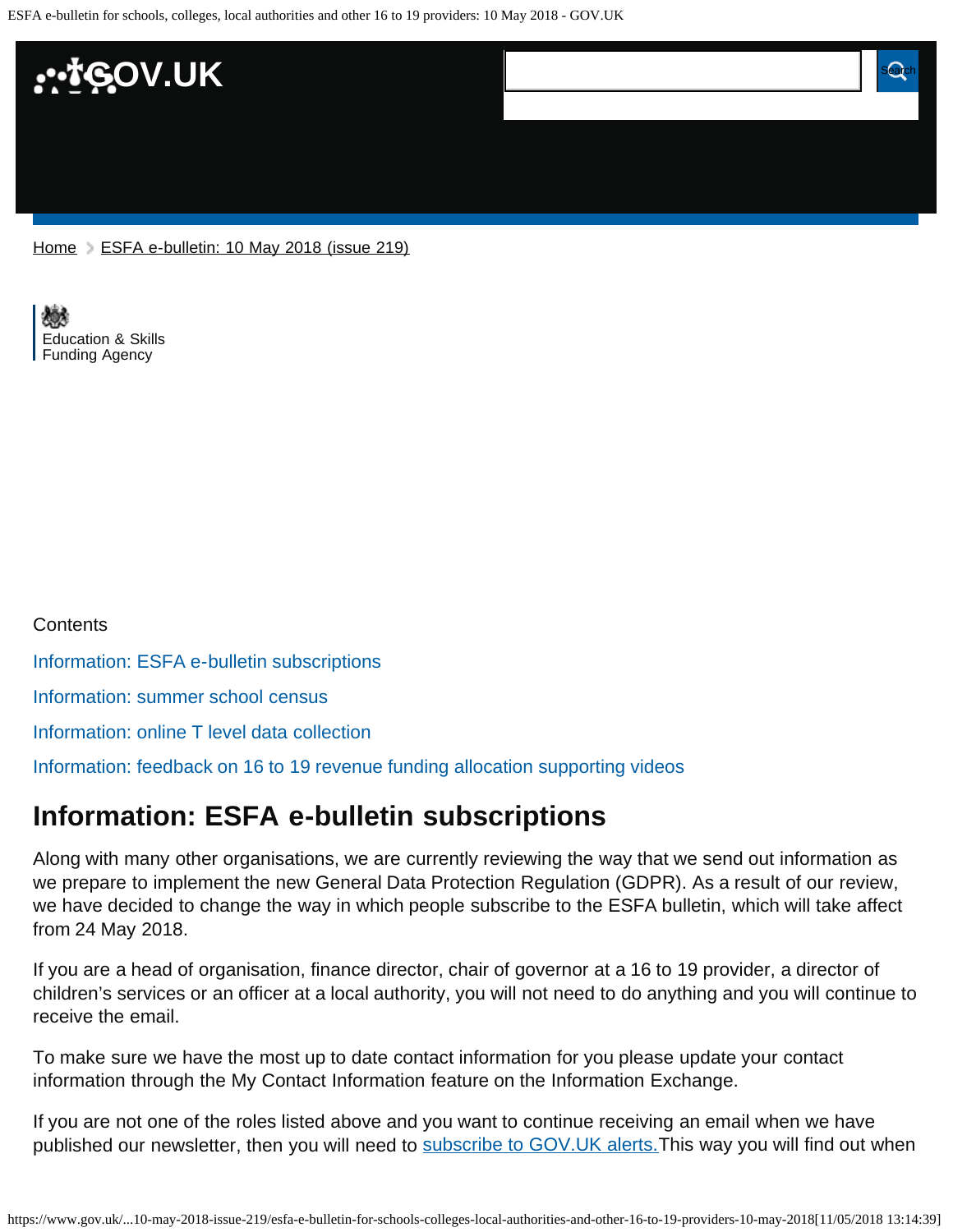Home > ESFA e-bulletin: 10 May 2018 (issue 219)

Education & Skills Funding Agency

Contents

- Information: ESFA e-bulletin subscriptions
- Information: summer school census
- Information: online T level data collection
- Information: feedback on 16 to 19 revenue funding allocation supporting videos

## Information: ESFA e-bulletin subscriptions

Along with many other organisations, we are currently reviewing the way that we send out information as we prepare to implement the new General Data Protection Regulation (GDPR). As a result of our review, we have decided to change the way in which people subscribe to the ESFA bulletin, which will take affect from 24 May 2018.

If you are a head of organisation, finance director, chair of governor at a 16 to 19 provider, a director of children's services or an officer at a local authority, you will not need to do anything and you will continue to receive the email.

To make sure we have the most up to date contact information for you please update your contact information through the My Contact Information feature on the Information Exchange.

If you are not one of the roles listed above and you want to continue receiving an email when we have published our newsletter, then you will need to subscribe to GOV.UK alerts. This way you will find out when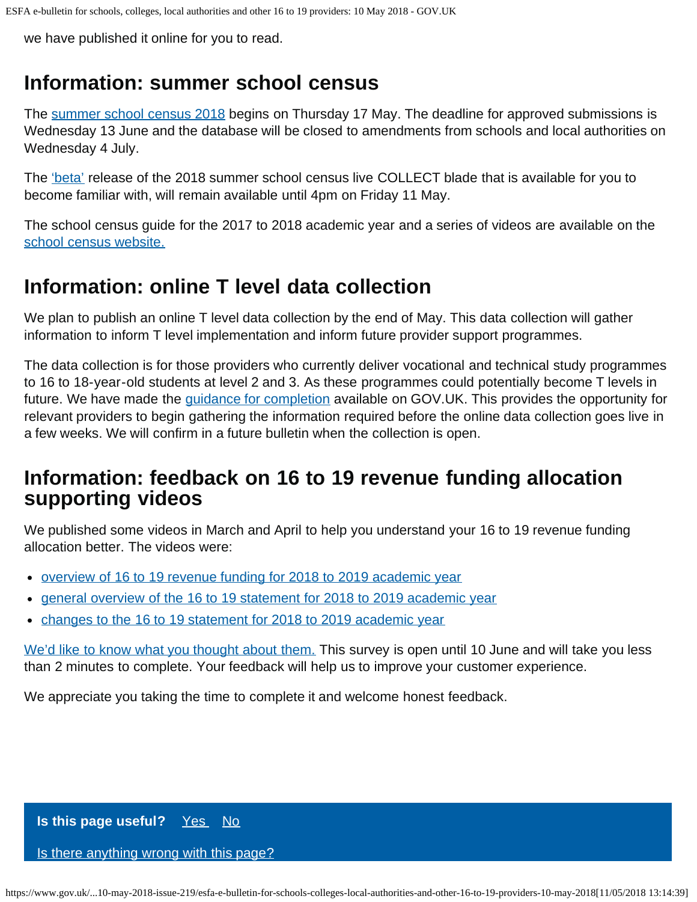we have published it online for you to read.

## Information: summer school census

The summer school census 2018 begins on Thursday 17 May. The deadline for approved submissions is Wednesday 13 June and the database will be closed to amendments from schools and local authorities on Wednesday 4 July.

The 'beta' release of the 2018 summer school census live COLLECT blade that is available for you to become familiar with, will remain available until 4pm on Friday 11 May.

The school census guide for the 2017 to 2018 academic year and a series of videos are available on the school census website.

## Information: online T level data collection

We plan to publish an online T level data collection by the end of May. This data collection will gather information to inform T level implementation and inform future provider support programmes.

The data collection is for those providers who currently deliver vocational and technical study programmes to 16 to 18-year-old students at level 2 and 3. As these programmes could potentially become T levels in future. We have made the guidance for completion available on GOV.UK. This provides the opportunity for relevant providers to begin gathering the information required before the online data collection goes live in a few weeks. We will confirm in a future bulletin when the collection is open.

## Information: feedback on 16 to 19 revenue funding allocation supporting videos

We published some videos in March and April to help you understand your 16 to 19 revenue funding allocation better. The videos were:

- overview of 16 to 19 revenue funding for 2018 to 2019 academic year
- general overview of the 16 to 19 statement for 2018 to 2019 academic year
- changes to the 16 to 19 statement for 2018 to 2019 academic year

We'd like to know what you thought about them. This survey is open until 10 June and will take you less than 2 minutes to complete. Your feedback will help us to improve your customer experience.

We appreciate you taking the time to complete it and welcome honest feedback.

**Is this page useful?** Yes No

Is there anything wrong with this page?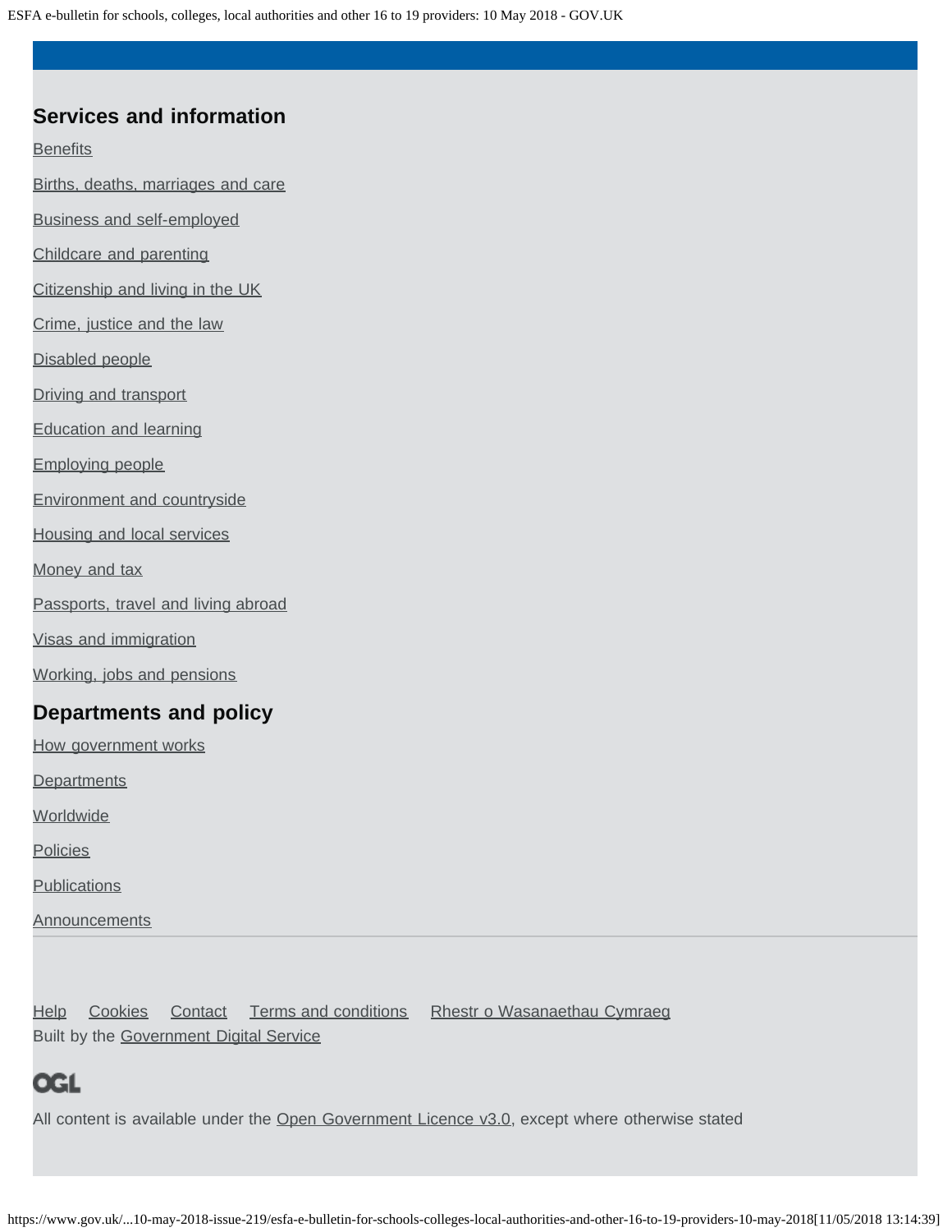## Services and information

- Benefits
- Births, deaths, marriages and care
- Business and self-employed
- Childcare and parenting
- Citizenship and living in the UK
- Crime, justice and the law
- Disabled people
- Driving and transport
- Education and learning
- Employing people
- Environment and countryside
- Housing and local services
- Money and tax
- Passports, travel and living abroad
- Visas and immigration
- Working, jobs and pensions

## Departments and policy

- How government works
- Departments
- Worldwide
- Policies
- Publications
- Announcements

Help Cookies Contact Terms and conditions Rhestr o Wasanaethau Cymraeg

Built by the Government Digital Service

OGL

All content is available under the Open Government Licence v3.0, except where otherwise stated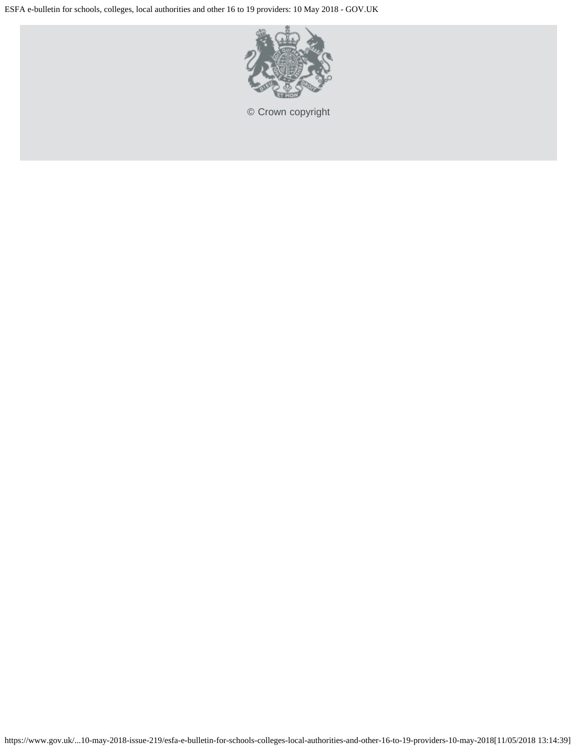© Crown copyright